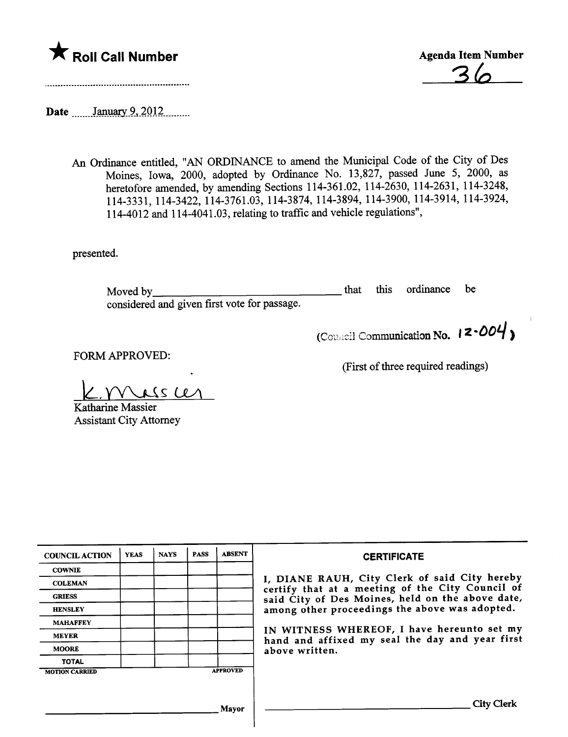★ **Roll Call Number**

..........................................................

**Agenda Item Number**

36

Date ......January 9, 2012.........

An Ordinance entitled, "AN ORDINANCE to amend the Municipal Code of the City of Des Moines, Iowa, 2000, adopted by Ordinance No. 13,827, passed June 5, 2000, as heretofore amended, by amending Sections 114-361.02, 114-2630, 114-2631, 114-3248, 114-3331, 114-3422, 114-3761.03, 114-3874, 114-3894, 114-3900, 114-3914, 114-3924, 114-4012 and 114-4041.03, relating to traffic and vehicle regulations",

presented.

Moved by_________________________________ that this ordinance be considered and given first vote for passage.

(Council Communication No. 12-004)

FORM APPROVED:

(First of three required readings)

K. Massier

Katharine Massier
Assistant City Attorney

| COUNCIL ACTION | YEAS | NAYS | PASS | ABSENT |
|---|---|---|---|---|
| COWNIE | | | | |
| COLEMAN | | | | |
| GRIESS | | | | |
| HENSLEY | | | | |
| MAHAFFEY | | | | |
| MEYER | | | | |
| MOORE | | | | |
| TOTAL | | | | |

MOTION CARRIED APPROVED

_________________________________ Mayor

**CERTIFICATE**

I, DIANE RAUH, City Clerk of said City hereby certify that at a meeting of the City Council of said City of Des Moines, held on the above date, among other proceedings the above was adopted.

IN WITNESS WHEREOF, I have hereunto set my hand and affixed my seal the day and year first above written.

_________________________________ City Clerk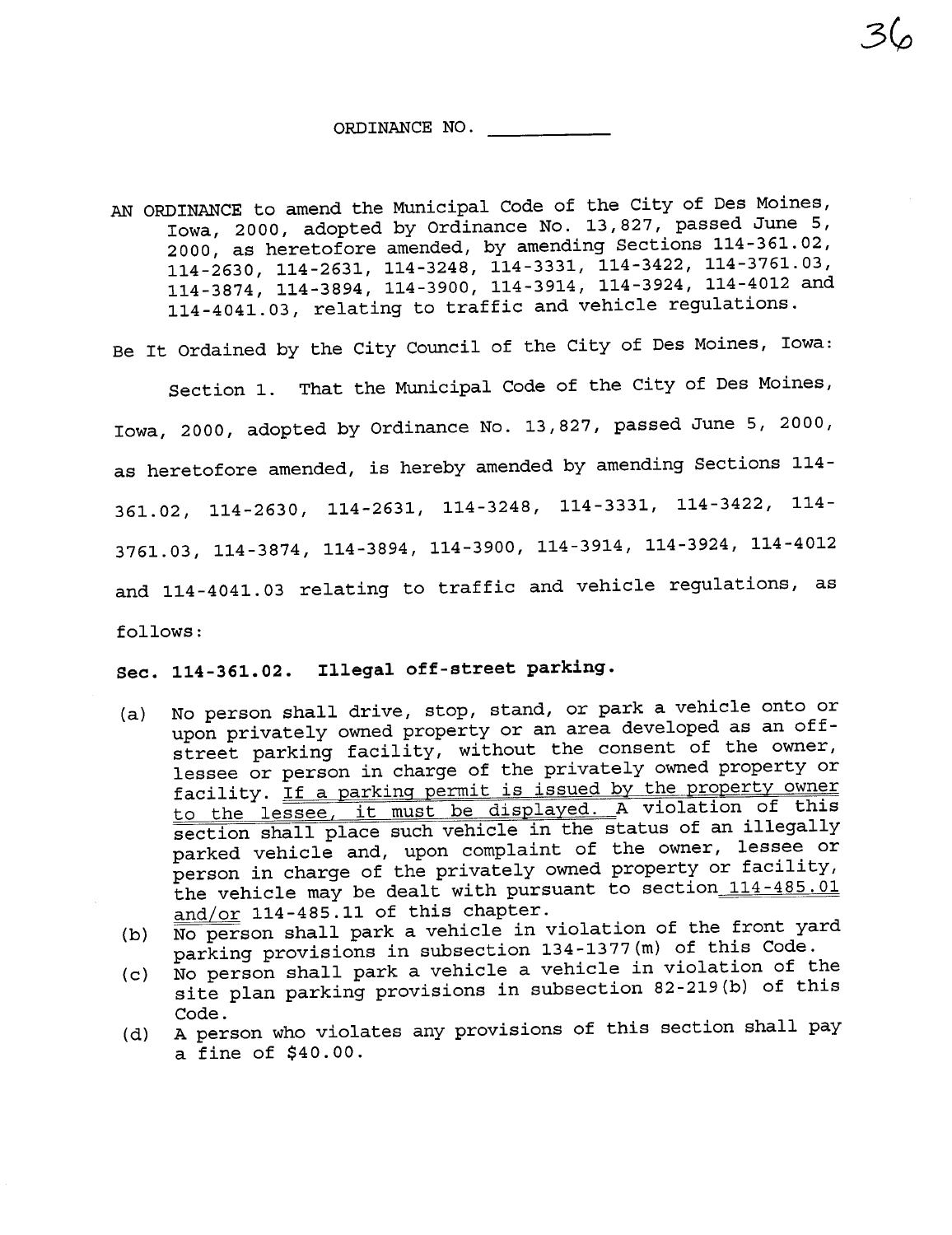ORDINANCE NO. ___________

AN ORDINANCE to amend the Municipal Code of the City of Des Moines, Iowa, 2000, adopted by Ordinance No. 13,827, passed June 5, 2000, as heretofore amended, by amending Sections 114-361.02, 114-2630, 114-2631, 114-3248, 114-3331, 114-3422, 114-3761.03, 114-3874, 114-3894, 114-3900, 114-3914, 114-3924, 114-4012 and 114-4041.03, relating to traffic and vehicle regulations.

Be It Ordained by the City Council of the City of Des Moines, Iowa:

Section 1. That the Municipal Code of the City of Des Moines, Iowa, 2000, adopted by Ordinance No. 13,827, passed June 5, 2000, as heretofore amended, is hereby amended by amending Sections 114-361.02, 114-2630, 114-2631, 114-3248, 114-3331, 114-3422, 114-3761.03, 114-3874, 114-3894, 114-3900, 114-3914, 114-3924, 114-4012 and 114-4041.03 relating to traffic and vehicle regulations, as follows:

**Sec. 114-361.02. Illegal off-street parking.**

(a) No person shall drive, stop, stand, or park a vehicle onto or upon privately owned property or an area developed as an off-street parking facility, without the consent of the owner, lessee or person in charge of the privately owned property or facility. If a parking permit is issued by the property owner to the lessee, it must be displayed. A violation of this section shall place such vehicle in the status of an illegally parked vehicle and, upon complaint of the owner, lessee or person in charge of the privately owned property or facility, the vehicle may be dealt with pursuant to section 114-485.01 and/or 114-485.11 of this chapter.

(b) No person shall park a vehicle in violation of the front yard parking provisions in subsection 134-1377(m) of this Code.

(c) No person shall park a vehicle a vehicle in violation of the site plan parking provisions in subsection 82-219(b) of this Code.

(d) A person who violates any provisions of this section shall pay a fine of $40.00.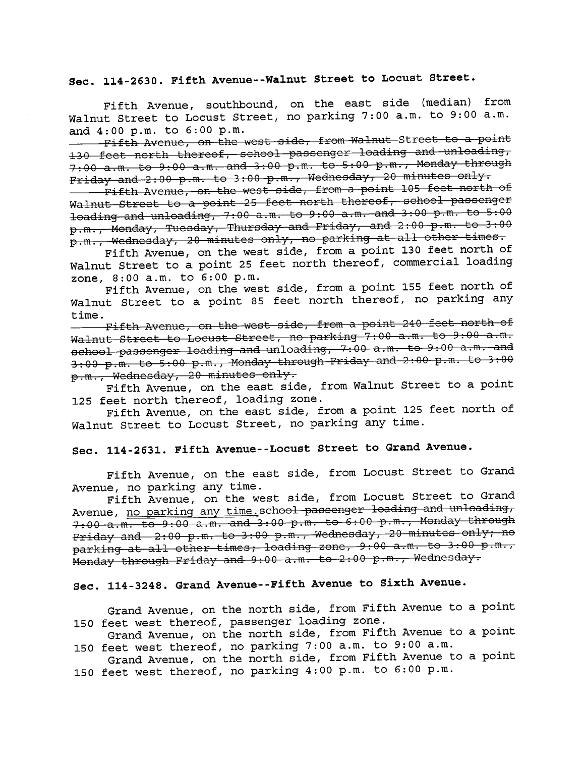**Sec. 114-2630. Fifth Avenue--Walnut Street to Locust Street.**

Fifth Avenue, southbound, on the east side (median) from Walnut Street to Locust Street, no parking 7:00 a.m. to 9:00 a.m. and 4:00 p.m. to 6:00 p.m.

~~Fifth Avenue, on the west side, from Walnut Street to a point 130 feet north thereof, school passenger loading and unloading, 7:00 a.m. to 9:00 a.m. and 3:00 p.m. to 5:00 p.m., Monday through Friday and 2:00 p.m. to 3:00 p.m., Wednesday, 20 minutes only.~~

~~Fifth Avenue, on the west side, from a point 105 feet north of Walnut Street to a point 25 feet north thereof, school passenger loading and unloading, 7:00 a.m. to 9:00 a.m. and 3:00 p.m. to 5:00 p.m., Monday, Tuesday, Thursday and Friday, and 2:00 p.m. to 3:00 p.m., Wednesday, 20 minutes only, no parking at all other times.~~

Fifth Avenue, on the west side, from a point 130 feet north of Walnut Street to a point 25 feet north thereof, commercial loading zone, 8:00 a.m. to 6:00 p.m.

Fifth Avenue, on the west side, from a point 155 feet north of Walnut Street to a point 85 feet north thereof, no parking any time.

~~Fifth Avenue, on the west side, from a point 240 feet north of Walnut Street to Locust Street, no parking 7:00 a.m. to 9:00 a.m. school passenger loading and unloading, 7:00 a.m. to 9:00 a.m. and 3:00 p.m. to 5:00 p.m., Monday through Friday and 2:00 p.m. to 3:00 p.m., Wednesday, 20 minutes only.~~

Fifth Avenue, on the east side, from Walnut Street to a point 125 feet north thereof, loading zone.

Fifth Avenue, on the east side, from a point 125 feet north of Walnut Street to Locust Street, no parking any time.

**Sec. 114-2631. Fifth Avenue--Locust Street to Grand Avenue.**

Fifth Avenue, on the east side, from Locust Street to Grand Avenue, no parking any time.

Fifth Avenue, on the west side, from Locust Street to Grand Avenue, <u>no parking any time.</u>~~school passenger loading and unloading, 7:00 a.m. to 9:00 a.m. and 3:00 p.m. to 6:00 p.m., Monday through Friday and 2:00 p.m. to 3:00 p.m., Wednesday, 20 minutes only; no parking at all other times; loading zone, 9:00 a.m. to 3:00 p.m., Monday through Friday and 9:00 a.m. to 2:00 p.m., Wednesday.~~

**Sec. 114-3248. Grand Avenue--Fifth Avenue to Sixth Avenue.**

Grand Avenue, on the north side, from Fifth Avenue to a point 150 feet west thereof, passenger loading zone.

Grand Avenue, on the north side, from Fifth Avenue to a point 150 feet west thereof, no parking 7:00 a.m. to 9:00 a.m.

Grand Avenue, on the north side, from Fifth Avenue to a point 150 feet west thereof, no parking 4:00 p.m. to 6:00 p.m.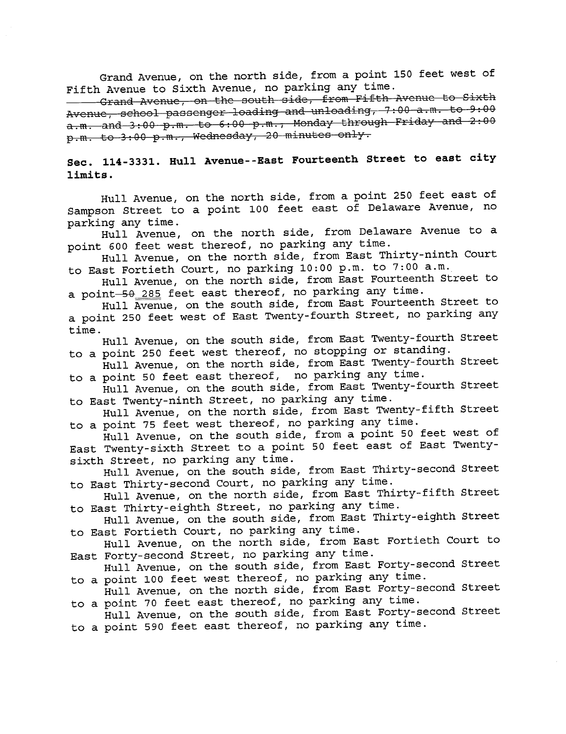Grand Avenue, on the north side, from a point 150 feet west of Fifth Avenue to Sixth Avenue, no parking any time.

~~Grand Avenue, on the south side, from Fifth Avenue to Sixth Avenue, school passenger loading and unloading, 7:00 a.m. to 9:00 a.m. and 3:00 p.m. to 6:00 p.m., Monday through Friday and 2:00 p.m. to 3:00 p.m., Wednesday, 20 minutes only.~~

**Sec. 114-3331. Hull Avenue--East Fourteenth Street to east city limits.**

Hull Avenue, on the north side, from a point 250 feet east of Sampson Street to a point 100 feet east of Delaware Avenue, no parking any time.

Hull Avenue, on the north side, from Delaware Avenue to a point 600 feet west thereof, no parking any time.

Hull Avenue, on the north side, from East Thirty-ninth Court to East Fortieth Court, no parking 10:00 p.m. to 7:00 a.m.

Hull Avenue, on the north side, from East Fourteenth Street to a point ~~50~~ 285 feet east thereof, no parking any time.

Hull Avenue, on the south side, from East Fourteenth Street to a point 250 feet west of East Twenty-fourth Street, no parking any time.

Hull Avenue, on the south side, from East Twenty-fourth Street to a point 250 feet west thereof, no stopping or standing.

Hull Avenue, on the north side, from East Twenty-fourth Street to a point 50 feet east thereof, no parking any time.

Hull Avenue, on the south side, from East Twenty-fourth Street to East Twenty-ninth Street, no parking any time.

Hull Avenue, on the north side, from East Twenty-fifth Street to a point 75 feet west thereof, no parking any time.

Hull Avenue, on the south side, from a point 50 feet west of East Twenty-sixth Street to a point 50 feet east of East Twenty-sixth Street, no parking any time.

Hull Avenue, on the south side, from East Thirty-second Street to East Thirty-second Court, no parking any time.

Hull Avenue, on the north side, from East Thirty-fifth Street to East Thirty-eighth Street, no parking any time.

Hull Avenue, on the south side, from East Thirty-eighth Street to East Fortieth Court, no parking any time.

Hull Avenue, on the north side, from East Fortieth Court to East Forty-second Street, no parking any time.

Hull Avenue, on the south side, from East Forty-second Street to a point 100 feet west thereof, no parking any time.

Hull Avenue, on the north side, from East Forty-second Street to a point 70 feet east thereof, no parking any time.

Hull Avenue, on the south side, from East Forty-second Street to a point 590 feet east thereof, no parking any time.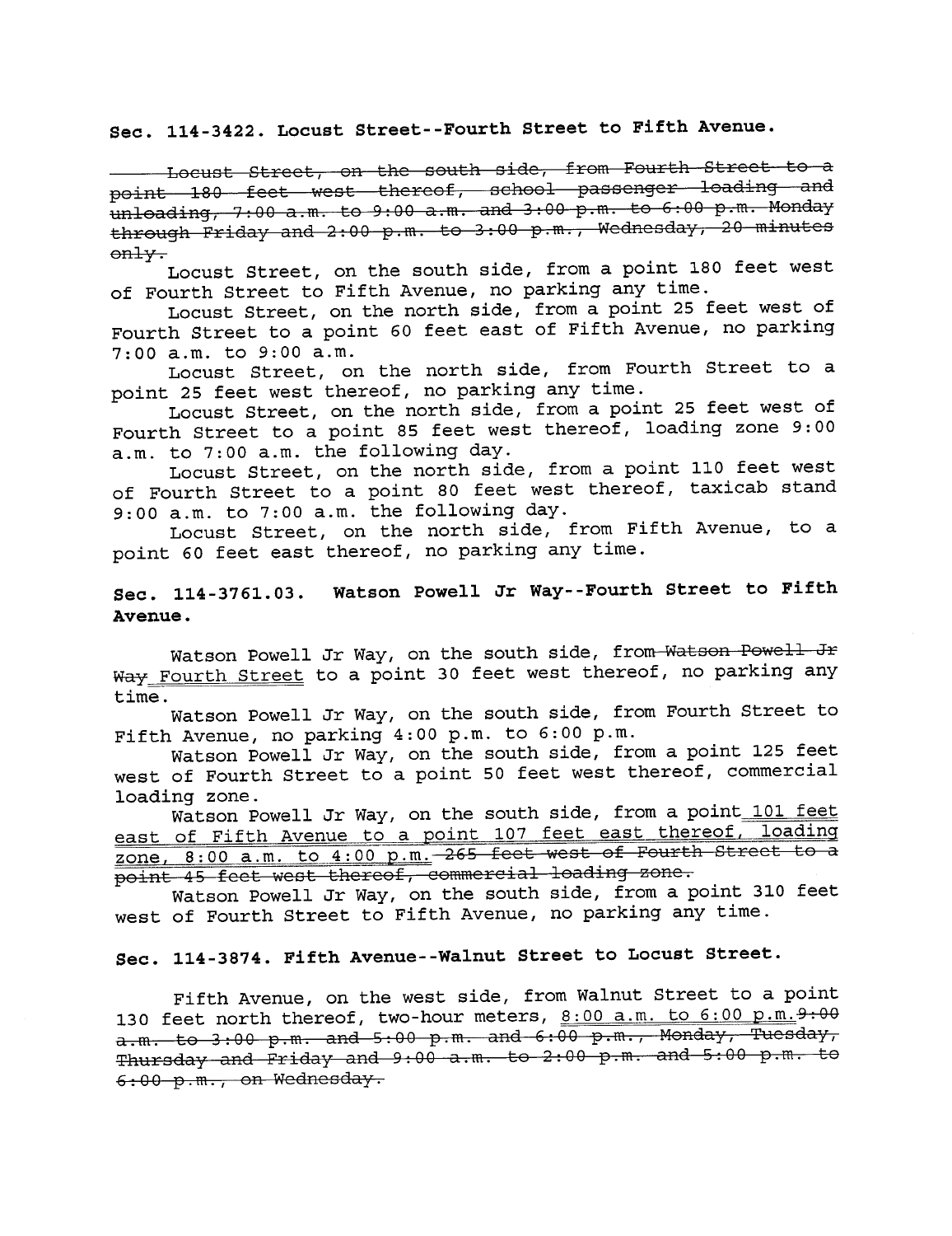### Sec. 114-3422. Locust Street--Fourth Street to Fifth Avenue.

~~Locust Street, on the south side, from Fourth Street to a point 180 feet west thereof, school passenger loading and unloading, 7:00 a.m. to 9:00 a.m. and 3:00 p.m. to 6:00 p.m. Monday through Friday and 2:00 p.m. to 3:00 p.m., Wednesday, 20 minutes only.~~

Locust Street, on the south side, from a point 180 feet west of Fourth Street to Fifth Avenue, no parking any time.

Locust Street, on the north side, from a point 25 feet west of Fourth Street to a point 60 feet east of Fifth Avenue, no parking 7:00 a.m. to 9:00 a.m.

Locust Street, on the north side, from Fourth Street to a point 25 feet west thereof, no parking any time.

Locust Street, on the north side, from a point 25 feet west of Fourth Street to a point 85 feet west thereof, loading zone 9:00 a.m. to 7:00 a.m. the following day.

Locust Street, on the north side, from a point 110 feet west of Fourth Street to a point 80 feet west thereof, taxicab stand 9:00 a.m. to 7:00 a.m. the following day.

Locust Street, on the north side, from Fifth Avenue, to a point 60 feet east thereof, no parking any time.

### Sec. 114-3761.03. Watson Powell Jr Way--Fourth Street to Fifth Avenue.

Watson Powell Jr Way, on the south side, from ~~Watson Powell Jr Way~~ <u>Fourth Street</u> to a point 30 feet west thereof, no parking any time.

Watson Powell Jr Way, on the south side, from Fourth Street to Fifth Avenue, no parking 4:00 p.m. to 6:00 p.m.

Watson Powell Jr Way, on the south side, from a point 125 feet west of Fourth Street to a point 50 feet west thereof, commercial loading zone.

Watson Powell Jr Way, on the south side, from a point <u>101 feet east of Fifth Avenue to a point 107 feet east thereof, loading zone, 8:00 a.m. to 4:00 p.m.</u> ~~265 feet west of Fourth Street to a point 45 feet west thereof, commercial loading zone.~~

Watson Powell Jr Way, on the south side, from a point 310 feet west of Fourth Street to Fifth Avenue, no parking any time.

### Sec. 114-3874. Fifth Avenue--Walnut Street to Locust Street.

Fifth Avenue, on the west side, from Walnut Street to a point 130 feet north thereof, two-hour meters, <u>8:00 a.m. to 6:00 p.m.</u> ~~9:00 a.m. to 3:00 p.m. and 5:00 p.m. and 6:00 p.m., Monday, Tuesday, Thursday and Friday and 9:00 a.m. to 2:00 p.m. and 5:00 p.m. to 6:00 p.m., on Wednesday.~~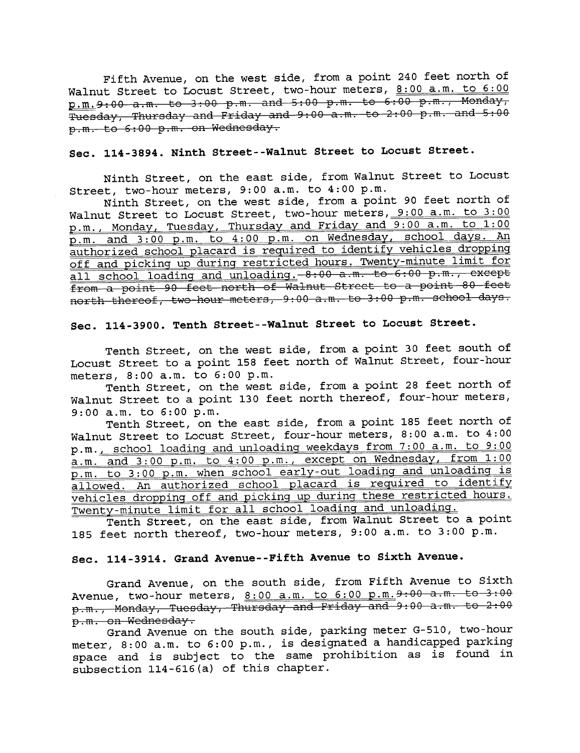Fifth Avenue, on the west side, from a point 240 feet north of Walnut Street to Locust Street, two-hour meters, 8:00 a.m. to 6:00 p.m.~~9:00 a.m. to 3:00 p.m. and 5:00 p.m. to 6:00 p.m., Monday, Tuesday, Thursday and Friday and 9:00 a.m. to 2:00 p.m. and 5:00 p.m. to 6:00 p.m. on Wednesday.~~

**Sec. 114-3894. Ninth Street--Walnut Street to Locust Street.**

Ninth Street, on the east side, from Walnut Street to Locust Street, two-hour meters, 9:00 a.m. to 4:00 p.m.

Ninth Street, on the west side, from a point 90 feet north of Walnut Street to Locust Street, two-hour meters, 9:00 a.m. to 3:00 p.m., Monday, Tuesday, Thursday and Friday and 9:00 a.m. to 1:00 p.m. and 3:00 p.m. to 4:00 p.m. on Wednesday, school days. An authorized school placard is required to identify vehicles dropping off and picking up during restricted hours. Twenty-minute limit for all school loading and unloading.~~8:00 a.m. to 6:00 p.m., except from a point 90 feet north of Walnut Street to a point 80 feet north thereof, two-hour meters, 9:00 a.m. to 3:00 p.m. school days.~~

**Sec. 114-3900. Tenth Street--Walnut Street to Locust Street.**

Tenth Street, on the west side, from a point 30 feet south of Locust Street to a point 158 feet north of Walnut Street, four-hour meters, 8:00 a.m. to 6:00 p.m.

Tenth Street, on the west side, from a point 28 feet north of Walnut Street to a point 130 feet north thereof, four-hour meters, 9:00 a.m. to 6:00 p.m.

Tenth Street, on the east side, from a point 185 feet north of Walnut Street to Locust Street, four-hour meters, 8:00 a.m. to 4:00 p.m., school loading and unloading weekdays from 7:00 a.m. to 9:00 a.m. and 3:00 p.m. to 4:00 p.m., except on Wednesday, from 1:00 p.m. to 3:00 p.m. when school early-out loading and unloading is allowed. An authorized school placard is required to identify vehicles dropping off and picking up during these restricted hours. Twenty-minute limit for all school loading and unloading.

Tenth Street, on the east side, from Walnut Street to a point 185 feet north thereof, two-hour meters, 9:00 a.m. to 3:00 p.m.

**Sec. 114-3914. Grand Avenue--Fifth Avenue to Sixth Avenue.**

Grand Avenue, on the south side, from Fifth Avenue to Sixth Avenue, two-hour meters, 8:00 a.m. to 6:00 p.m.~~9:00 a.m. to 3:00 p.m., Monday, Tuesday, Thursday and Friday and 9:00 a.m. to 2:00 p.m. on Wednesday.~~

Grand Avenue on the south side, parking meter G-510, two-hour meter, 8:00 a.m. to 6:00 p.m., is designated a handicapped parking space and is subject to the same prohibition as is found in subsection 114-616(a) of this chapter.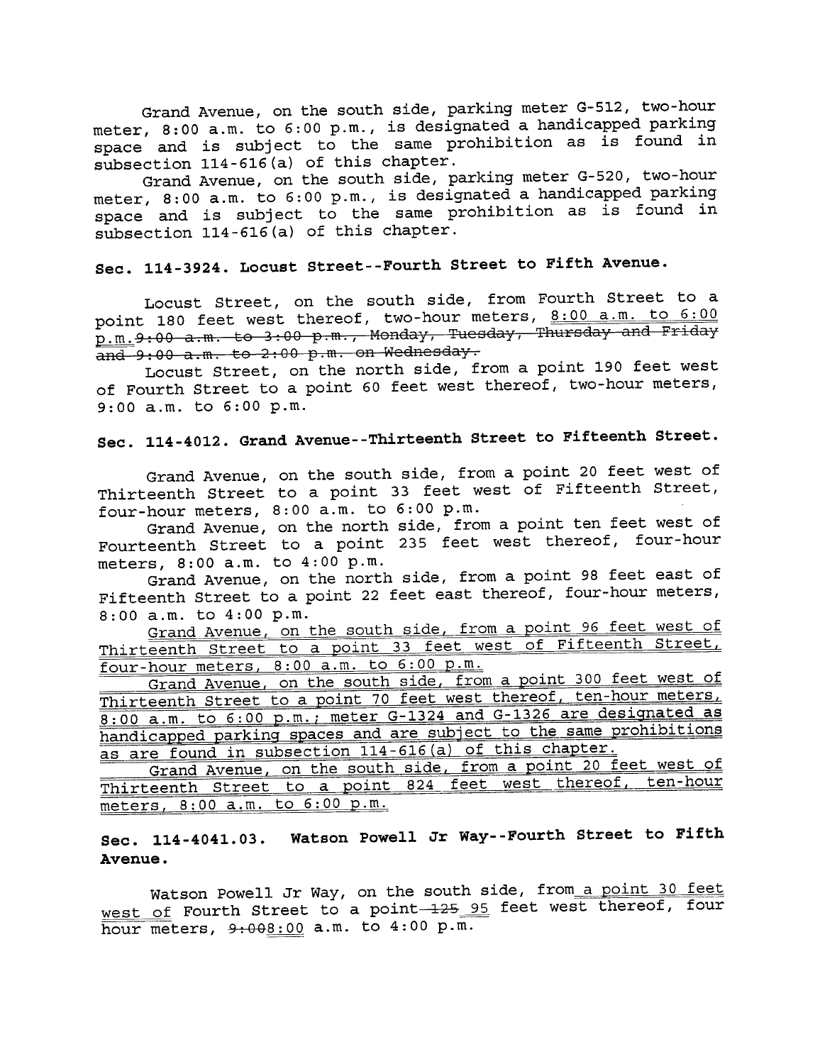Grand Avenue, on the south side, parking meter G-512, two-hour meter, 8:00 a.m. to 6:00 p.m., is designated a handicapped parking space and is subject to the same prohibition as is found in subsection 114-616(a) of this chapter.

Grand Avenue, on the south side, parking meter G-520, two-hour meter, 8:00 a.m. to 6:00 p.m., is designated a handicapped parking space and is subject to the same prohibition as is found in subsection 114-616(a) of this chapter.

**Sec. 114-3924. Locust Street--Fourth Street to Fifth Avenue.**

Locust Street, on the south side, from Fourth Street to a point 180 feet west thereof, two-hour meters, <u>8:00 a.m. to 6:00 p.m.</u>~~9:00 a.m. to 3:00 p.m., Monday, Tuesday, Thursday and Friday and 9:00 a.m. to 2:00 p.m. on Wednesday.~~

Locust Street, on the north side, from a point 190 feet west of Fourth Street to a point 60 feet west thereof, two-hour meters, 9:00 a.m. to 6:00 p.m.

**Sec. 114-4012. Grand Avenue--Thirteenth Street to Fifteenth Street.**

Grand Avenue, on the south side, from a point 20 feet west of Thirteenth Street to a point 33 feet west of Fifteenth Street, four-hour meters, 8:00 a.m. to 6:00 p.m.

Grand Avenue, on the north side, from a point ten feet west of Fourteenth Street to a point 235 feet west thereof, four-hour meters, 8:00 a.m. to 4:00 p.m.

Grand Avenue, on the north side, from a point 98 feet east of Fifteenth Street to a point 22 feet east thereof, four-hour meters, 8:00 a.m. to 4:00 p.m.

<u>Grand Avenue, on the south side, from a point 96 feet west of Thirteenth Street to a point 33 feet west of Fifteenth Street, four-hour meters, 8:00 a.m. to 6:00 p.m.</u>

<u>Grand Avenue, on the south side, from a point 300 feet west of Thirteenth Street to a point 70 feet west thereof, ten-hour meters, 8:00 a.m. to 6:00 p.m.; meter G-1324 and G-1326 are designated as handicapped parking spaces and are subject to the same prohibitions as are found in subsection 114-616(a) of this chapter.</u>

<u>Grand Avenue, on the south side, from a point 20 feet west of Thirteenth Street to a point 824 feet west thereof, ten-hour meters, 8:00 a.m. to 6:00 p.m.</u>

**Sec. 114-4041.03. Watson Powell Jr Way--Fourth Street to Fifth Avenue.**

Watson Powell Jr Way, on the south side, from <u>a point 30 feet west of</u> Fourth Street to a point ~~125~~ <u>95</u> feet west thereof, four hour meters, ~~9:00~~<u>8:00</u> a.m. to 4:00 p.m.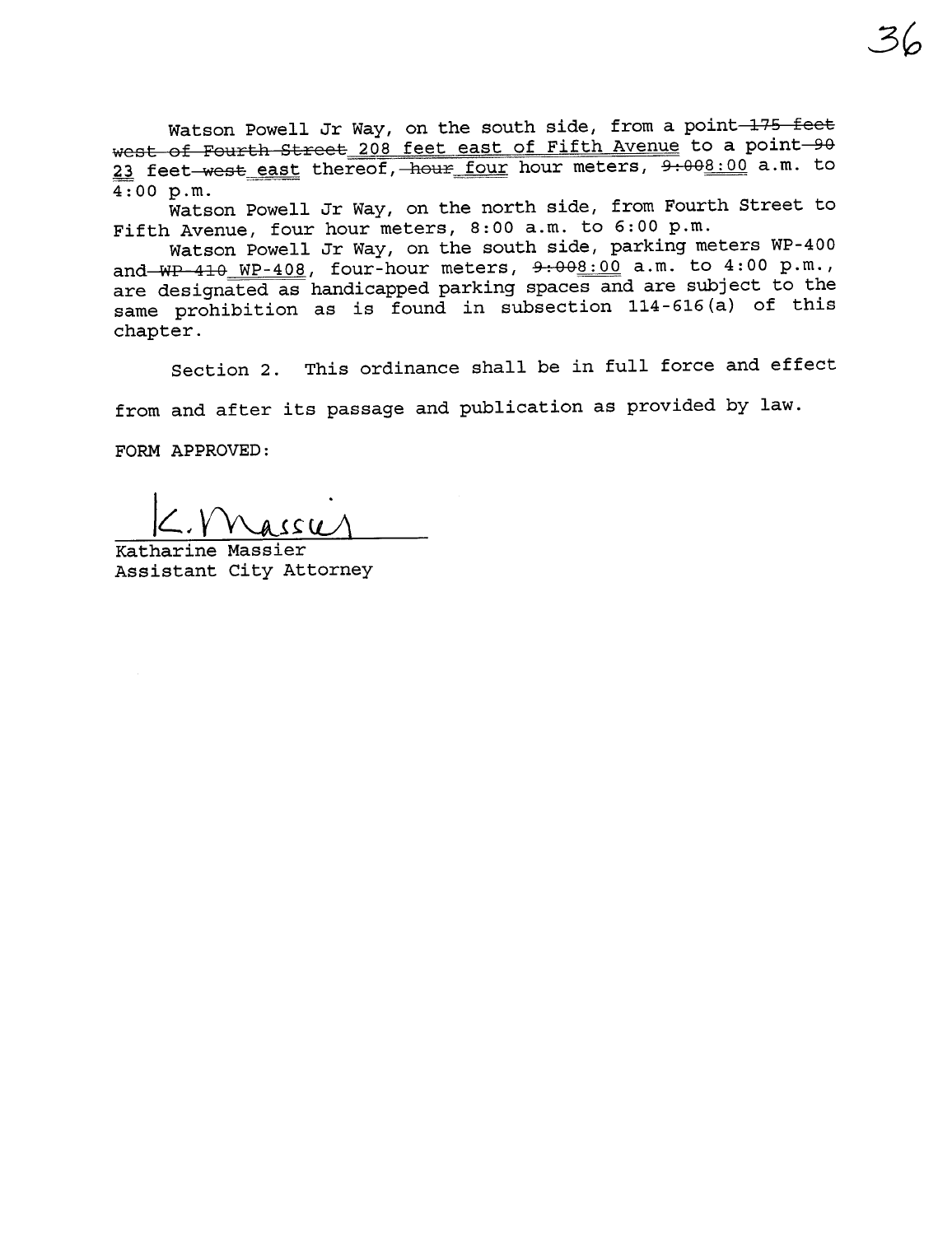Watson Powell Jr Way, on the south side, from a point ~~175 feet west of Fourth Street~~ 208 feet east of Fifth Avenue to a point ~~90~~ 23 feet ~~west~~ east thereof, ~~hour~~ four hour meters, ~~9:00~~8:00 a.m. to 4:00 p.m.

Watson Powell Jr Way, on the north side, from Fourth Street to Fifth Avenue, four hour meters, 8:00 a.m. to 6:00 p.m.

Watson Powell Jr Way, on the south side, parking meters WP-400 and ~~WP-410~~ WP-408, four-hour meters, ~~9:00~~8:00 a.m. to 4:00 p.m., are designated as handicapped parking spaces and are subject to the same prohibition as is found in subsection 114-616(a) of this chapter.

Section 2. This ordinance shall be in full force and effect from and after its passage and publication as provided by law.

FORM APPROVED:

K. Massier

Katharine Massier
Assistant City Attorney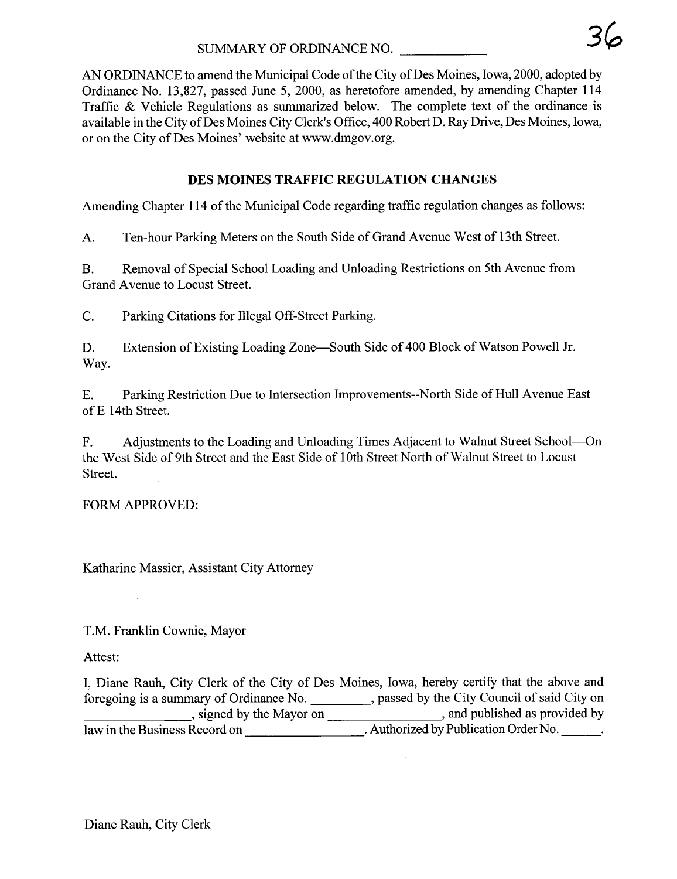SUMMARY OF ORDINANCE NO. ____________

AN ORDINANCE to amend the Municipal Code of the City of Des Moines, Iowa, 2000, adopted by Ordinance No. 13,827, passed June 5, 2000, as heretofore amended, by amending Chapter 114 Traffic & Vehicle Regulations as summarized below. The complete text of the ordinance is available in the City of Des Moines City Clerk's Office, 400 Robert D. Ray Drive, Des Moines, Iowa, or on the City of Des Moines' website at www.dmgov.org.

## DES MOINES TRAFFIC REGULATION CHANGES

Amending Chapter 114 of the Municipal Code regarding traffic regulation changes as follows:

A. Ten-hour Parking Meters on the South Side of Grand Avenue West of 13th Street.

B. Removal of Special School Loading and Unloading Restrictions on 5th Avenue from Grand Avenue to Locust Street.

C. Parking Citations for Illegal Off-Street Parking.

D. Extension of Existing Loading Zone—South Side of 400 Block of Watson Powell Jr. Way.

E. Parking Restriction Due to Intersection Improvements--North Side of Hull Avenue East of E 14th Street.

F. Adjustments to the Loading and Unloading Times Adjacent to Walnut Street School—On the West Side of 9th Street and the East Side of 10th Street North of Walnut Street to Locust Street.

FORM APPROVED:

Katharine Massier, Assistant City Attorney

T.M. Franklin Cownie, Mayor

Attest:

I, Diane Rauh, City Clerk of the City of Des Moines, Iowa, hereby certify that the above and foregoing is a summary of Ordinance No. _________, passed by the City Council of said City on ________________, signed by the Mayor on _________________, and published as provided by law in the Business Record on _________________. Authorized by Publication Order No. ______.

Diane Rauh, City Clerk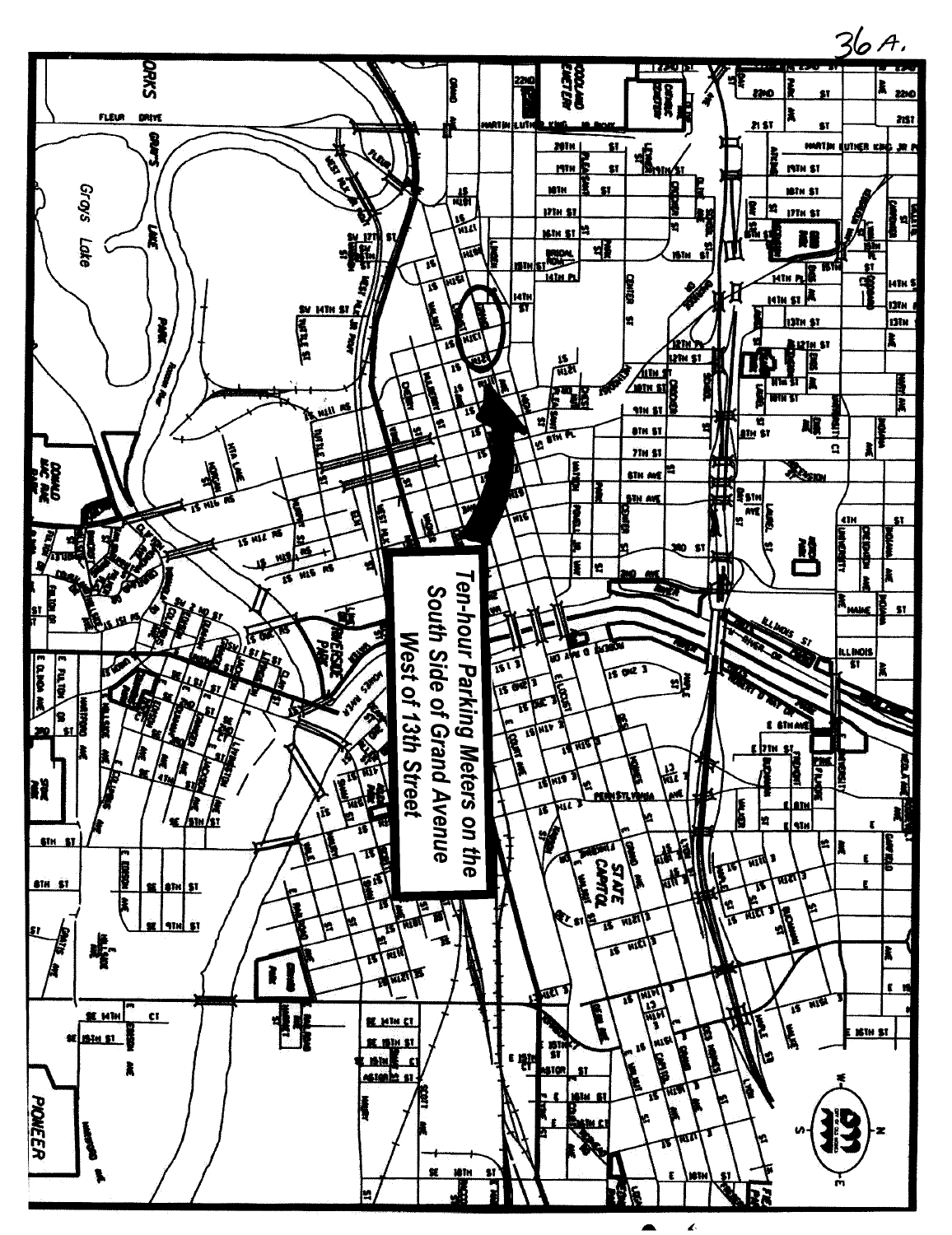36A.

**Ten-hour Parking Meters on the South Side of Grand Avenue West of 13th Street**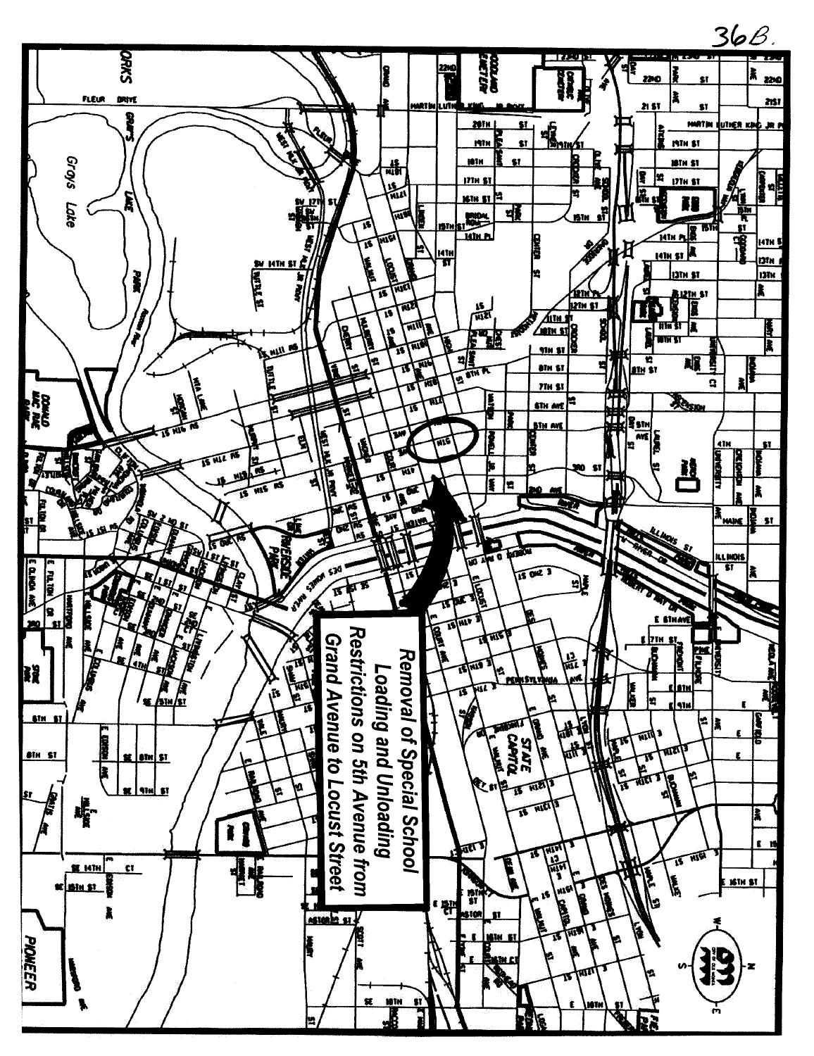36B.

**Removal of Special School Loading and Unloading Restrictions on 5th Avenue from Grand Avenue to Locust Street**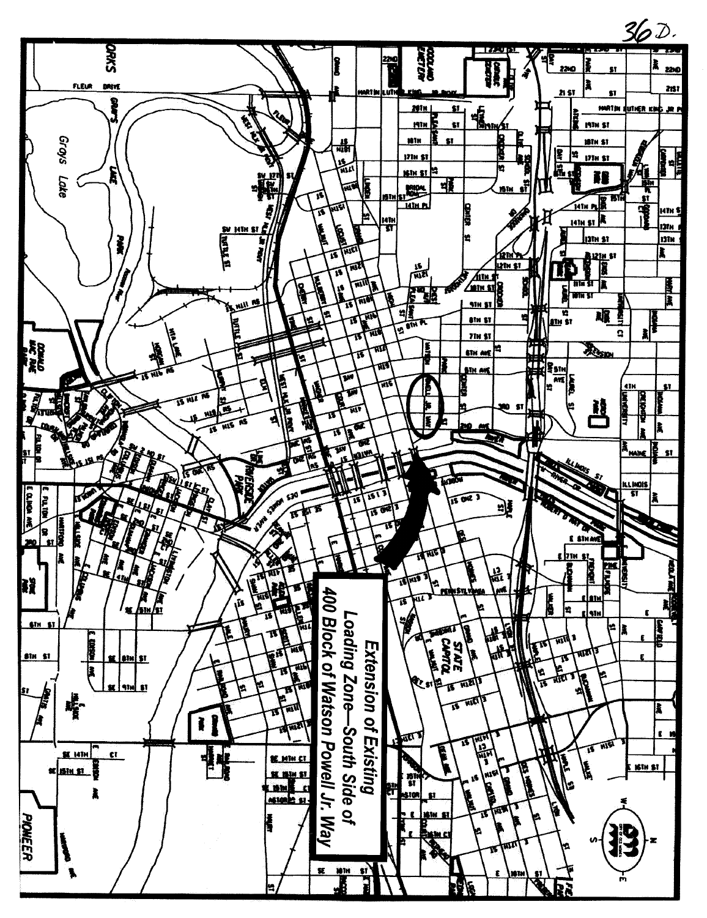36D.

**Extension of Existing Loading Zone—South Side of 400 Block of Watson Powell Jr. Way**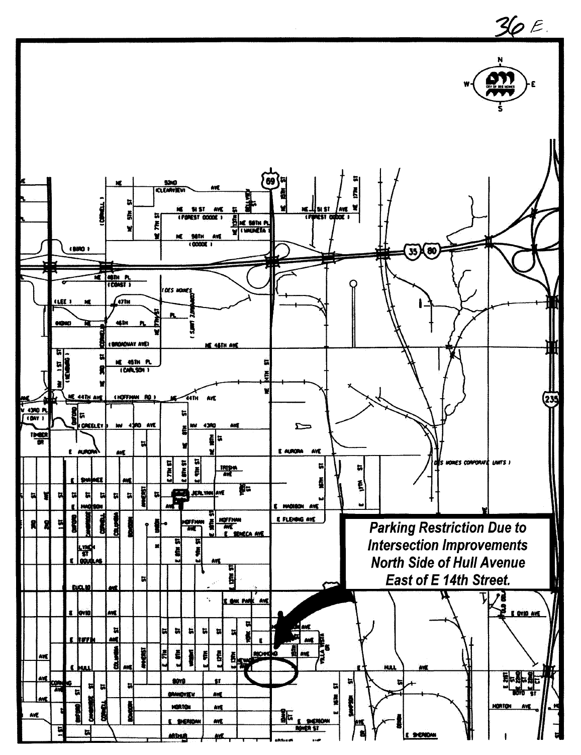36 E.

**Parking Restriction Due to Intersection Improvements North Side of Hull Avenue East of E 14th Street.**